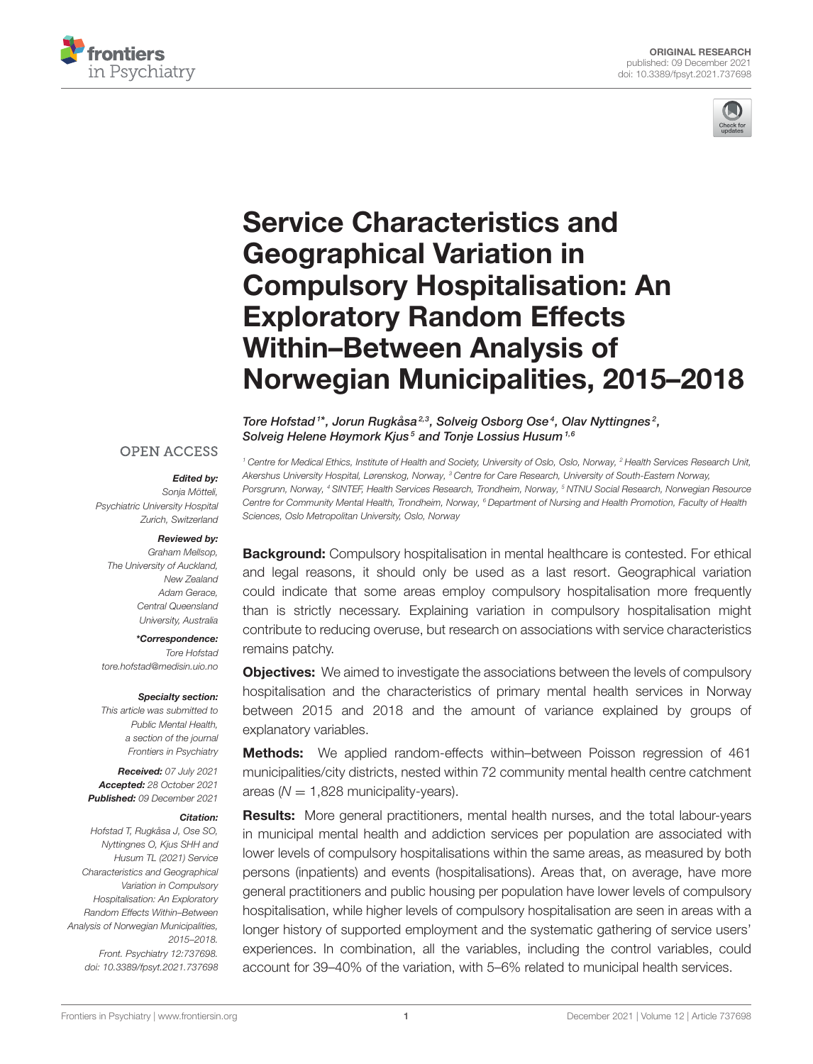ORIGINAL RESEARCH
published: 09 December 2021
doi: 10.3389/fpsyt.2021.737698

# Service Characteristics and Geographical Variation in Compulsory Hospitalisation: An Exploratory Random Effects Within–Between Analysis of Norwegian Municipalities, 2015–2018

*Tore Hofstad[1]\*, Jorun Rugkåsa[2,3], Solveig Osborg Ose[4], Olav Nyttingnes[2], Solveig Helene Høymork Kjus[5] and Tonje Lossius Husum[1,6]*

[1] Centre for Medical Ethics, Institute of Health and Society, University of Oslo, Oslo, Norway, [2] Health Services Research Unit, Akershus University Hospital, Lørenskog, Norway, [3] Centre for Care Research, University of South-Eastern Norway, Porsgrunn, Norway, [4] SINTEF, Health Services Research, Trondheim, Norway, [5] NTNU Social Research, Norwegian Resource Centre for Community Mental Health, Trondheim, Norway, [6] Department of Nursing and Health Promotion, Faculty of Health Sciences, Oslo Metropolitan University, Oslo, Norway

OPEN ACCESS

***Edited by:***
Sonja Mötteli,
Psychiatric University Hospital Zurich, Switzerland

***Reviewed by:***
Graham Mellsop,
The University of Auckland, New Zealand
Adam Gerace,
Central Queensland University, Australia

***\*Correspondence:***
Tore Hofstad
tore.hofstad@medisin.uio.no

***Specialty section:***
This article was submitted to Public Mental Health, a section of the journal Frontiers in Psychiatry

***Received:*** *07 July 2021*
***Accepted:*** *28 October 2021*
***Published:*** *09 December 2021*

***Citation:***
*Hofstad T, Rugkåsa J, Ose SO, Nyttingnes O, Kjus SHH and Husum TL (2021) Service Characteristics and Geographical Variation in Compulsory Hospitalisation: An Exploratory Random Effects Within–Between Analysis of Norwegian Municipalities, 2015–2018. Front. Psychiatry 12:737698. doi: 10.3389/fpsyt.2021.737698*

**Background:** Compulsory hospitalisation in mental healthcare is contested. For ethical and legal reasons, it should only be used as a last resort. Geographical variation could indicate that some areas employ compulsory hospitalisation more frequently than is strictly necessary. Explaining variation in compulsory hospitalisation might contribute to reducing overuse, but research on associations with service characteristics remains patchy.

**Objectives:** We aimed to investigate the associations between the levels of compulsory hospitalisation and the characteristics of primary mental health services in Norway between 2015 and 2018 and the amount of variance explained by groups of explanatory variables.

**Methods:** We applied random-effects within–between Poisson regression of 461 municipalities/city districts, nested within 72 community mental health centre catchment areas ($N = 1,828$ municipality-years).

**Results:** More general practitioners, mental health nurses, and the total labour-years in municipal mental health and addiction services per population are associated with lower levels of compulsory hospitalisations within the same areas, as measured by both persons (inpatients) and events (hospitalisations). Areas that, on average, have more general practitioners and public housing per population have lower levels of compulsory hospitalisation, while higher levels of compulsory hospitalisation are seen in areas with a longer history of supported employment and the systematic gathering of service users' experiences. In combination, all the variables, including the control variables, could account for 39–40% of the variation, with 5–6% related to municipal health services.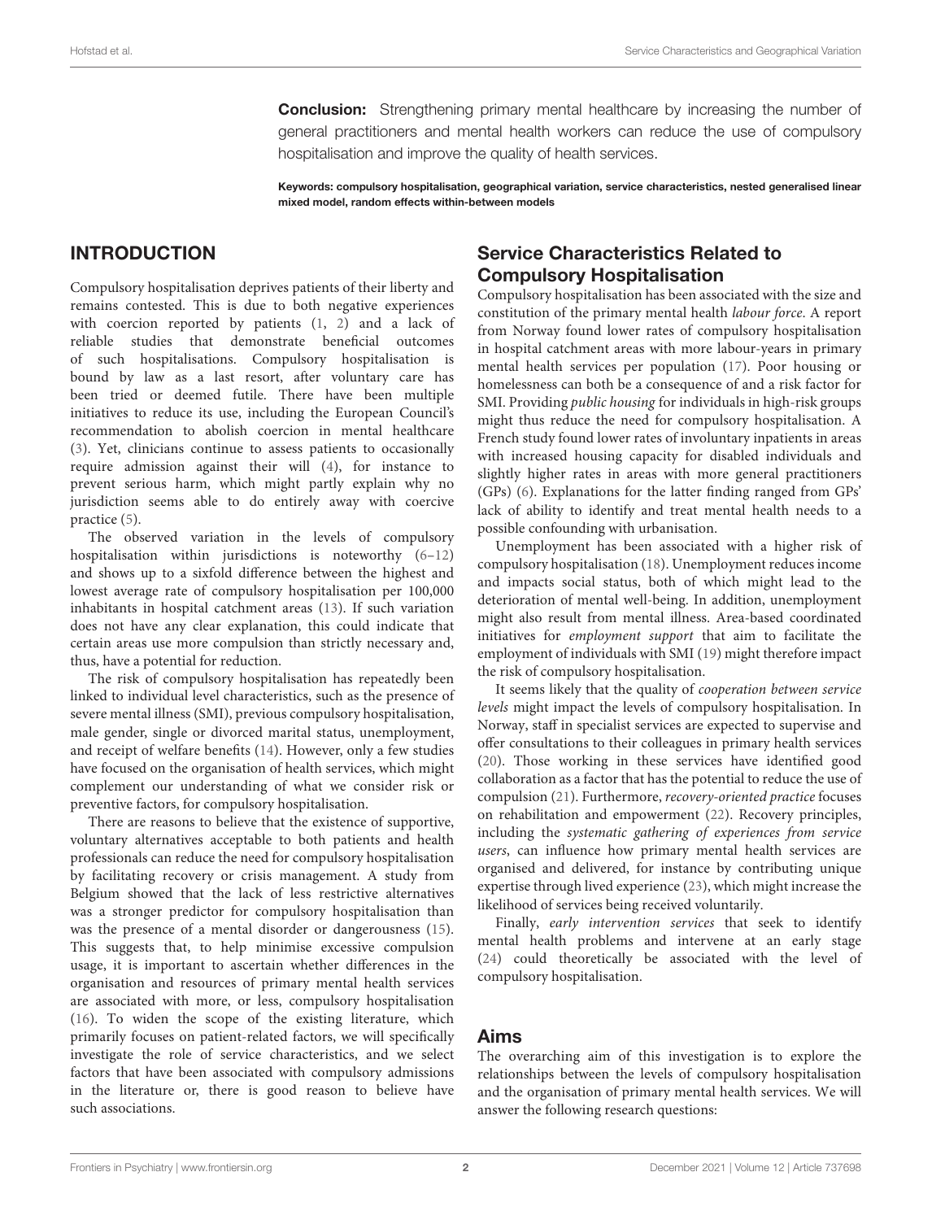**Conclusion:** Strengthening primary mental healthcare by increasing the number of general practitioners and mental health workers can reduce the use of compulsory hospitalisation and improve the quality of health services.

**Keywords: compulsory hospitalisation, geographical variation, service characteristics, nested generalised linear mixed model, random effects within-between models**

## INTRODUCTION

Compulsory hospitalisation deprives patients of their liberty and remains contested. This is due to both negative experiences with coercion reported by patients (1, 2) and a lack of reliable studies that demonstrate beneficial outcomes of such hospitalisations. Compulsory hospitalisation is bound by law as a last resort, after voluntary care has been tried or deemed futile. There have been multiple initiatives to reduce its use, including the European Council's recommendation to abolish coercion in mental healthcare (3). Yet, clinicians continue to assess patients to occasionally require admission against their will (4), for instance to prevent serious harm, which might partly explain why no jurisdiction seems able to do entirely away with coercive practice (5).

The observed variation in the levels of compulsory hospitalisation within jurisdictions is noteworthy (6–12) and shows up to a sixfold difference between the highest and lowest average rate of compulsory hospitalisation per 100,000 inhabitants in hospital catchment areas (13). If such variation does not have any clear explanation, this could indicate that certain areas use more compulsion than strictly necessary and, thus, have a potential for reduction.

The risk of compulsory hospitalisation has repeatedly been linked to individual level characteristics, such as the presence of severe mental illness (SMI), previous compulsory hospitalisation, male gender, single or divorced marital status, unemployment, and receipt of welfare benefits (14). However, only a few studies have focused on the organisation of health services, which might complement our understanding of what we consider risk or preventive factors, for compulsory hospitalisation.

There are reasons to believe that the existence of supportive, voluntary alternatives acceptable to both patients and health professionals can reduce the need for compulsory hospitalisation by facilitating recovery or crisis management. A study from Belgium showed that the lack of less restrictive alternatives was a stronger predictor for compulsory hospitalisation than was the presence of a mental disorder or dangerousness (15). This suggests that, to help minimise excessive compulsion usage, it is important to ascertain whether differences in the organisation and resources of primary mental health services are associated with more, or less, compulsory hospitalisation (16). To widen the scope of the existing literature, which primarily focuses on patient-related factors, we will specifically investigate the role of service characteristics, and we select factors that have been associated with compulsory admissions in the literature or, there is good reason to believe have such associations.

### Service Characteristics Related to Compulsory Hospitalisation

Compulsory hospitalisation has been associated with the size and constitution of the primary mental health *labour force*. A report from Norway found lower rates of compulsory hospitalisation in hospital catchment areas with more labour-years in primary mental health services per population (17). Poor housing or homelessness can both be a consequence of and a risk factor for SMI. Providing *public housing* for individuals in high-risk groups might thus reduce the need for compulsory hospitalisation. A French study found lower rates of involuntary inpatients in areas with increased housing capacity for disabled individuals and slightly higher rates in areas with more general practitioners (GPs) (6). Explanations for the latter finding ranged from GPs' lack of ability to identify and treat mental health needs to a possible confounding with urbanisation.

Unemployment has been associated with a higher risk of compulsory hospitalisation (18). Unemployment reduces income and impacts social status, both of which might lead to the deterioration of mental well-being. In addition, unemployment might also result from mental illness. Area-based coordinated initiatives for *employment support* that aim to facilitate the employment of individuals with SMI (19) might therefore impact the risk of compulsory hospitalisation.

It seems likely that the quality of *cooperation between service levels* might impact the levels of compulsory hospitalisation. In Norway, staff in specialist services are expected to supervise and offer consultations to their colleagues in primary health services (20). Those working in these services have identified good collaboration as a factor that has the potential to reduce the use of compulsion (21). Furthermore, *recovery-oriented practice* focuses on rehabilitation and empowerment (22). Recovery principles, including the *systematic gathering of experiences from service users*, can influence how primary mental health services are organised and delivered, for instance by contributing unique expertise through lived experience (23), which might increase the likelihood of services being received voluntarily.

Finally, *early intervention services* that seek to identify mental health problems and intervene at an early stage (24) could theoretically be associated with the level of compulsory hospitalisation.

### Aims

The overarching aim of this investigation is to explore the relationships between the levels of compulsory hospitalisation and the organisation of primary mental health services. We will answer the following research questions: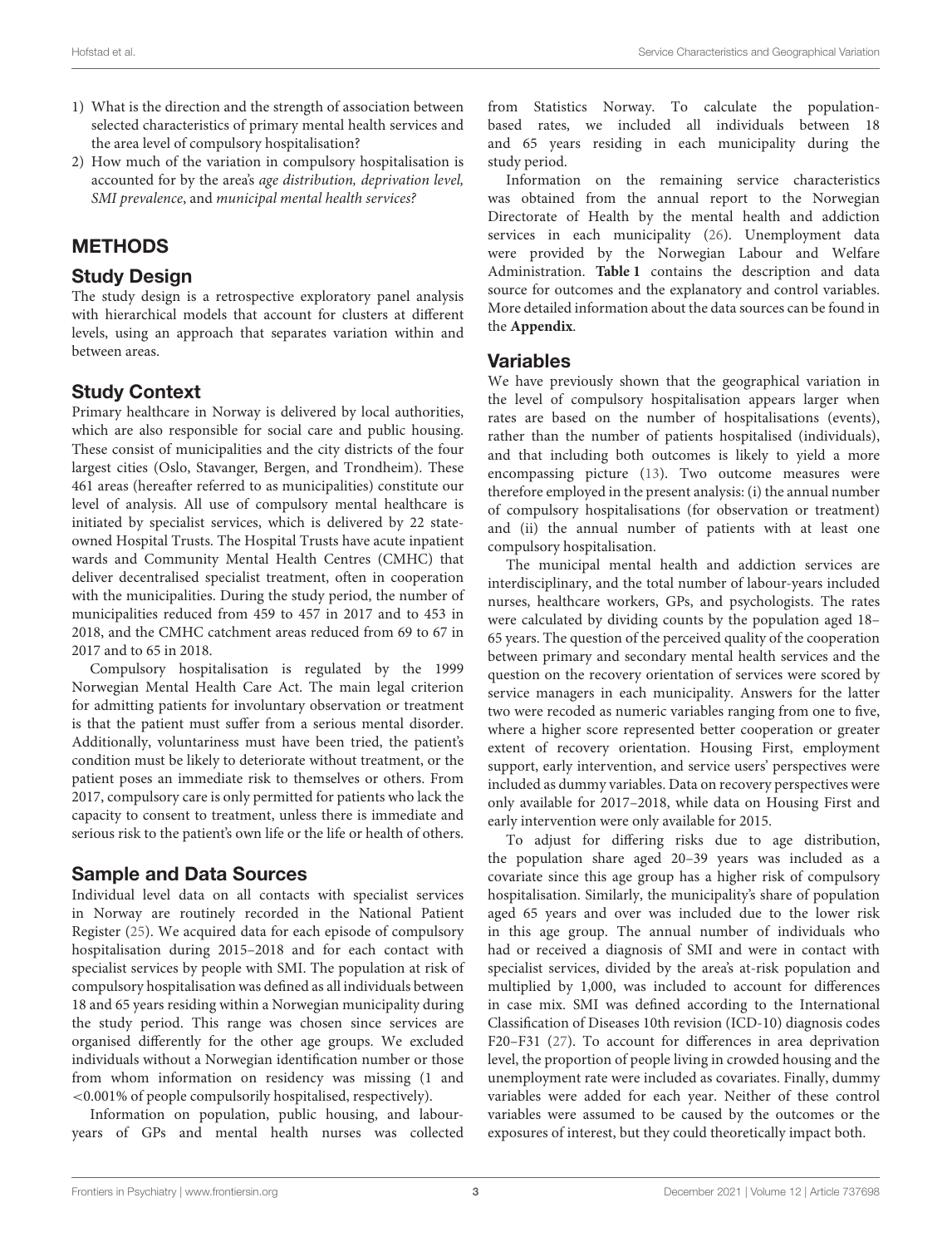1) What is the direction and the strength of association between selected characteristics of primary mental health services and the area level of compulsory hospitalisation?
2) How much of the variation in compulsory hospitalisation is accounted for by the area's *age distribution, deprivation level, SMI prevalence*, and *municipal mental health services?*

## METHODS

### Study Design

The study design is a retrospective exploratory panel analysis with hierarchical models that account for clusters at different levels, using an approach that separates variation within and between areas.

### Study Context

Primary healthcare in Norway is delivered by local authorities, which are also responsible for social care and public housing. These consist of municipalities and the city districts of the four largest cities (Oslo, Stavanger, Bergen, and Trondheim). These 461 areas (hereafter referred to as municipalities) constitute our level of analysis. All use of compulsory mental healthcare is initiated by specialist services, which is delivered by 22 state-owned Hospital Trusts. The Hospital Trusts have acute inpatient wards and Community Mental Health Centres (CMHC) that deliver decentralised specialist treatment, often in cooperation with the municipalities. During the study period, the number of municipalities reduced from 459 to 457 in 2017 and to 453 in 2018, and the CMHC catchment areas reduced from 69 to 67 in 2017 and to 65 in 2018.

Compulsory hospitalisation is regulated by the 1999 Norwegian Mental Health Care Act. The main legal criterion for admitting patients for involuntary observation or treatment is that the patient must suffer from a serious mental disorder. Additionally, voluntariness must have been tried, the patient's condition must be likely to deteriorate without treatment, or the patient poses an immediate risk to themselves or others. From 2017, compulsory care is only permitted for patients who lack the capacity to consent to treatment, unless there is immediate and serious risk to the patient's own life or the life or health of others.

### Sample and Data Sources

Individual level data on all contacts with specialist services in Norway are routinely recorded in the National Patient Register (25). We acquired data for each episode of compulsory hospitalisation during 2015–2018 and for each contact with specialist services by people with SMI. The population at risk of compulsory hospitalisation was defined as all individuals between 18 and 65 years residing within a Norwegian municipality during the study period. This range was chosen since services are organised differently for the other age groups. We excluded individuals without a Norwegian identification number or those from whom information on residency was missing (1 and <0.001% of people compulsorily hospitalised, respectively).

Information on population, public housing, and labour-years of GPs and mental health nurses was collected from Statistics Norway. To calculate the population-based rates, we included all individuals between 18 and 65 years residing in each municipality during the study period.

Information on the remaining service characteristics was obtained from the annual report to the Norwegian Directorate of Health by the mental health and addiction services in each municipality (26). Unemployment data were provided by the Norwegian Labour and Welfare Administration. **Table 1** contains the description and data source for outcomes and the explanatory and control variables. More detailed information about the data sources can be found in the **Appendix**.

### Variables

We have previously shown that the geographical variation in the level of compulsory hospitalisation appears larger when rates are based on the number of hospitalisations (events), rather than the number of patients hospitalised (individuals), and that including both outcomes is likely to yield a more encompassing picture (13). Two outcome measures were therefore employed in the present analysis: (i) the annual number of compulsory hospitalisations (for observation or treatment) and (ii) the annual number of patients with at least one compulsory hospitalisation.

The municipal mental health and addiction services are interdisciplinary, and the total number of labour-years included nurses, healthcare workers, GPs, and psychologists. The rates were calculated by dividing counts by the population aged 18–65 years. The question of the perceived quality of the cooperation between primary and secondary mental health services and the question on the recovery orientation of services were scored by service managers in each municipality. Answers for the latter two were recoded as numeric variables ranging from one to five, where a higher score represented better cooperation or greater extent of recovery orientation. Housing First, employment support, early intervention, and service users' perspectives were included as dummy variables. Data on recovery perspectives were only available for 2017–2018, while data on Housing First and early intervention were only available for 2015.

To adjust for differing risks due to age distribution, the population share aged 20–39 years was included as a covariate since this age group has a higher risk of compulsory hospitalisation. Similarly, the municipality's share of population aged 65 years and over was included due to the lower risk in this age group. The annual number of individuals who had or received a diagnosis of SMI and were in contact with specialist services, divided by the area's at-risk population and multiplied by 1,000, was included to account for differences in case mix. SMI was defined according to the International Classification of Diseases 10th revision (ICD-10) diagnosis codes F20–F31 (27). To account for differences in area deprivation level, the proportion of people living in crowded housing and the unemployment rate were included as covariates. Finally, dummy variables were added for each year. Neither of these control variables were assumed to be caused by the outcomes or the exposures of interest, but they could theoretically impact both.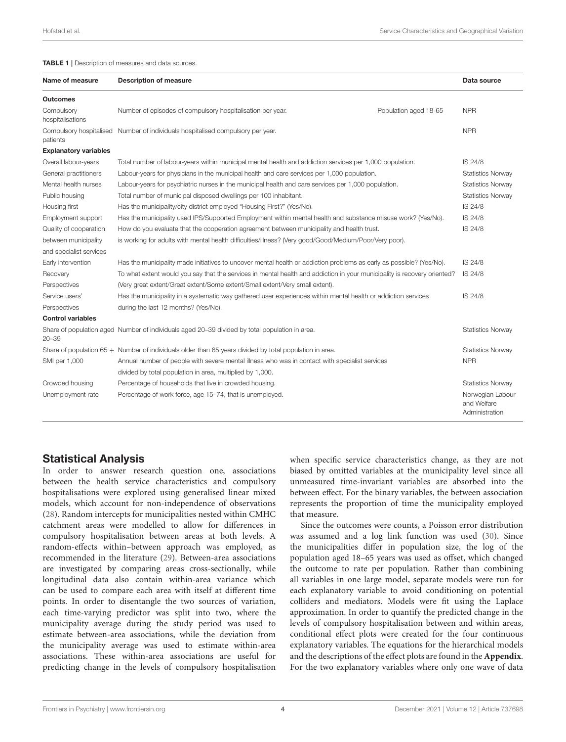**TABLE 1 |** Description of measures and data sources.

| Name of measure | Description of measure | | Data source |
|---|---|---|---|
| **Outcomes** | | | |
| Compulsory hospitalisations | Number of episodes of compulsory hospitalisation per year. | Population aged 18-65 | NPR |
| Compulsory hospitalised patients | Number of individuals hospitalised compulsory per year. | | NPR |
| **Explanatory variables** | | | |
| Overall labour-years | Total number of labour-years within municipal mental health and addiction services per 1,000 population. | | IS 24/8 |
| General practitioners | Labour-years for physicians in the municipal health and care services per 1,000 population. | | Statistics Norway |
| Mental health nurses | Labour-years for psychiatric nurses in the municipal health and care services per 1,000 population. | | Statistics Norway |
| Public housing | Total number of municipal disposed dwellings per 100 inhabitant. | | Statistics Norway |
| Housing first | Has the municipality/city district employed "Housing First?" (Yes/No). | | IS 24/8 |
| Employment support | Has the municipality used IPS/Supported Employment within mental health and substance misuse work? (Yes/No). | | IS 24/8 |
| Quality of cooperation between municipality and specialist services | How do you evaluate that the cooperation agreement between municipality and health trust. is working for adults with mental health difficulties/illness? (Very good/Good/Medium/Poor/Very poor). | | IS 24/8 |
| Early intervention | Has the municipality made initiatives to uncover mental health or addiction problems as early as possible? (Yes/No). | | IS 24/8 |
| Recovery Perspectives | To what extent would you say that the services in mental health and addiction in your municipality is recovery oriented? (Very great extent/Great extent/Some extent/Small extent/Very small extent). | | IS 24/8 |
| Service users' Perspectives | Has the municipality in a systematic way gathered user experiences within mental health or addiction services during the last 12 months? (Yes/No). | | IS 24/8 |
| **Control variables** | | | |
| Share of population aged 20–39 | Number of individuals aged 20–39 divided by total population in area. | | Statistics Norway |
| Share of population 65 + | Number of individuals older than 65 years divided by total population in area. | | Statistics Norway |
| SMI per 1,000 | Annual number of people with severe mental illness who was in contact with specialist services divided by total population in area, multiplied by 1,000. | | NPR |
| Crowded housing | Percentage of households that live in crowded housing. | | Statistics Norway |
| Unemployment rate | Percentage of work force, age 15–74, that is unemployed. | | Norwegian Labour and Welfare Administration |

## Statistical Analysis

In order to answer research question one, associations between the health service characteristics and compulsory hospitalisations were explored using generalised linear mixed models, which account for non-independence of observations (28). Random intercepts for municipalities nested within CMHC catchment areas were modelled to allow for differences in compulsory hospitalisation between areas at both levels. A random-effects within–between approach was employed, as recommended in the literature (29). Between-area associations are investigated by comparing areas cross-sectionally, while longitudinal data also contain within-area variance which can be used to compare each area with itself at different time points. In order to disentangle the two sources of variation, each time-varying predictor was split into two, where the municipality average during the study period was used to estimate between-area associations, while the deviation from the municipality average was used to estimate within-area associations. These within-area associations are useful for predicting change in the levels of compulsory hospitalisation when specific service characteristics change, as they are not biased by omitted variables at the municipality level since all unmeasured time-invariant variables are absorbed into the between effect. For the binary variables, the between association represents the proportion of time the municipality employed that measure.

Since the outcomes were counts, a Poisson error distribution was assumed and a log link function was used (30). Since the municipalities differ in population size, the log of the population aged 18–65 years was used as offset, which changed the outcome to rate per population. Rather than combining all variables in one large model, separate models were run for each explanatory variable to avoid conditioning on potential colliders and mediators. Models were fit using the Laplace approximation. In order to quantify the predicted change in the levels of compulsory hospitalisation between and within areas, conditional effect plots were created for the four continuous explanatory variables. The equations for the hierarchical models and the descriptions of the effect plots are found in the **Appendix**. For the two explanatory variables where only one wave of data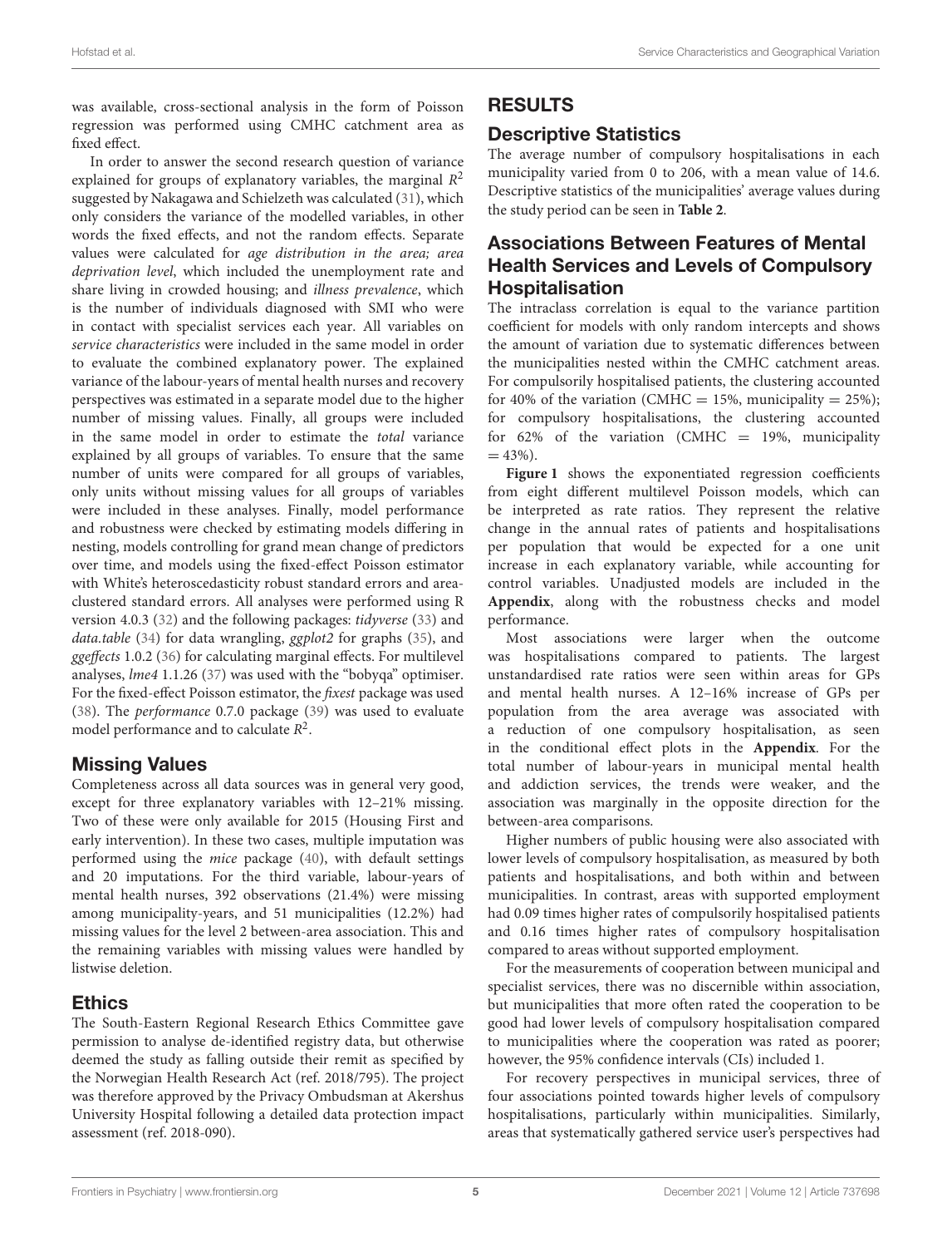was available, cross-sectional analysis in the form of Poisson regression was performed using CMHC catchment area as fixed effect.

In order to answer the second research question of variance explained for groups of explanatory variables, the marginal $R^2$ suggested by Nakagawa and Schielzeth was calculated (31), which only considers the variance of the modelled variables, in other words the fixed effects, and not the random effects. Separate values were calculated for *age distribution in the area; area deprivation level*, which included the unemployment rate and share living in crowded housing; and *illness prevalence*, which is the number of individuals diagnosed with SMI who were in contact with specialist services each year. All variables on *service characteristics* were included in the same model in order to evaluate the combined explanatory power. The explained variance of the labour-years of mental health nurses and recovery perspectives was estimated in a separate model due to the higher number of missing values. Finally, all groups were included in the same model in order to estimate the *total* variance explained by all groups of variables. To ensure that the same number of units were compared for all groups of variables, only units without missing values for all groups of variables were included in these analyses. Finally, model performance and robustness were checked by estimating models differing in nesting, models controlling for grand mean change of predictors over time, and models using the fixed-effect Poisson estimator with White's heteroscedasticity robust standard errors and area-clustered standard errors. All analyses were performed using R version 4.0.3 (32) and the following packages: *tidyverse* (33) and *data.table* (34) for data wrangling, *ggplot2* for graphs (35), and *ggeffects* 1.0.2 (36) for calculating marginal effects. For multilevel analyses, *lme4* 1.1.26 (37) was used with the "bobyqa" optimiser. For the fixed-effect Poisson estimator, the *fixest* package was used (38). The *performance* 0.7.0 package (39) was used to evaluate model performance and to calculate $R^2$.

## Missing Values

Completeness across all data sources was in general very good, except for three explanatory variables with 12–21% missing. Two of these were only available for 2015 (Housing First and early intervention). In these two cases, multiple imputation was performed using the *mice* package (40), with default settings and 20 imputations. For the third variable, labour-years of mental health nurses, 392 observations (21.4%) were missing among municipality-years, and 51 municipalities (12.2%) had missing values for the level 2 between-area association. This and the remaining variables with missing values were handled by listwise deletion.

## Ethics

The South-Eastern Regional Research Ethics Committee gave permission to analyse de-identified registry data, but otherwise deemed the study as falling outside their remit as specified by the Norwegian Health Research Act (ref. 2018/795). The project was therefore approved by the Privacy Ombudsman at Akershus University Hospital following a detailed data protection impact assessment (ref. 2018-090).

# RESULTS

## Descriptive Statistics

The average number of compulsory hospitalisations in each municipality varied from 0 to 206, with a mean value of 14.6. Descriptive statistics of the municipalities' average values during the study period can be seen in **Table 2**.

## Associations Between Features of Mental Health Services and Levels of Compulsory Hospitalisation

The intraclass correlation is equal to the variance partition coefficient for models with only random intercepts and shows the amount of variation due to systematic differences between the municipalities nested within the CMHC catchment areas. For compulsorily hospitalised patients, the clustering accounted for 40% of the variation (CMHC = 15%, municipality = 25%); for compulsory hospitalisations, the clustering accounted for 62% of the variation (CMHC = 19%, municipality = 43%).

**Figure 1** shows the exponentiated regression coefficients from eight different multilevel Poisson models, which can be interpreted as rate ratios. They represent the relative change in the annual rates of patients and hospitalisations per population that would be expected for a one unit increase in each explanatory variable, while accounting for control variables. Unadjusted models are included in the **Appendix**, along with the robustness checks and model performance.

Most associations were larger when the outcome was hospitalisations compared to patients. The largest unstandardised rate ratios were seen within areas for GPs and mental health nurses. A 12–16% increase of GPs per population from the area average was associated with a reduction of one compulsory hospitalisation, as seen in the conditional effect plots in the **Appendix**. For the total number of labour-years in municipal mental health and addiction services, the trends were weaker, and the association was marginally in the opposite direction for the between-area comparisons.

Higher numbers of public housing were also associated with lower levels of compulsory hospitalisation, as measured by both patients and hospitalisations, and both within and between municipalities. In contrast, areas with supported employment had 0.09 times higher rates of compulsorily hospitalised patients and 0.16 times higher rates of compulsory hospitalisation compared to areas without supported employment.

For the measurements of cooperation between municipal and specialist services, there was no discernible within association, but municipalities that more often rated the cooperation to be good had lower levels of compulsory hospitalisation compared to municipalities where the cooperation was rated as poorer; however, the 95% confidence intervals (CIs) included 1.

For recovery perspectives in municipal services, three of four associations pointed towards higher levels of compulsory hospitalisations, particularly within municipalities. Similarly, areas that systematically gathered service user's perspectives had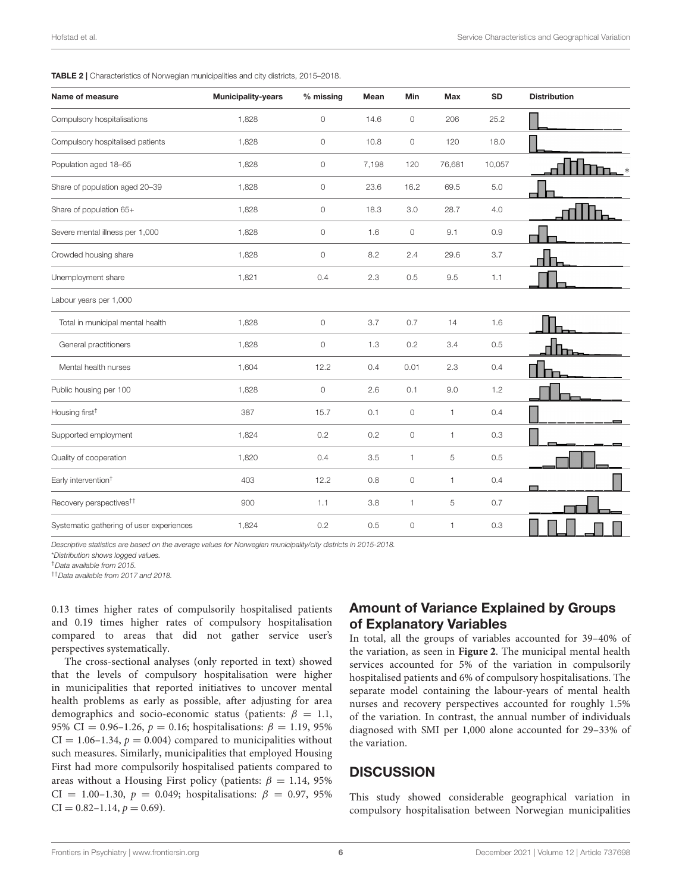**TABLE 2** | Characteristics of Norwegian municipalities and city districts, 2015–2018.

| Name of measure | Municipality-years | % missing | Mean | Min | Max | SD | Distribution |
|---|---|---|---|---|---|---|---|
| Compulsory hospitalisations | 1,828 | 0 | 14.6 | 0 | 206 | 25.2 | |
| Compulsory hospitalised patients | 1,828 | 0 | 10.8 | 0 | 120 | 18.0 | |
| Population aged 18–65 | 1,828 | 0 | 7,198 | 120 | 76,681 | 10,057 | * |
| Share of population aged 20–39 | 1,828 | 0 | 23.6 | 16.2 | 69.5 | 5.0 | |
| Share of population 65+ | 1,828 | 0 | 18.3 | 3.0 | 28.7 | 4.0 | |
| Severe mental illness per 1,000 | 1,828 | 0 | 1.6 | 0 | 9.1 | 0.9 | |
| Crowded housing share | 1,828 | 0 | 8.2 | 2.4 | 29.6 | 3.7 | |
| Unemployment share | 1,821 | 0.4 | 2.3 | 0.5 | 9.5 | 1.1 | |
| Labour years per 1,000 | | | | | | | |
| Total in municipal mental health | 1,828 | 0 | 3.7 | 0.7 | 14 | 1.6 | |
| General practitioners | 1,828 | 0 | 1.3 | 0.2 | 3.4 | 0.5 | |
| Mental health nurses | 1,604 | 12.2 | 0.4 | 0.01 | 2.3 | 0.4 | |
| Public housing per 100 | 1,828 | 0 | 2.6 | 0.1 | 9.0 | 1.2 | |
| Housing first[†] | 387 | 15.7 | 0.1 | 0 | 1 | 0.4 | |
| Supported employment | 1,824 | 0.2 | 0.2 | 0 | 1 | 0.3 | |
| Quality of cooperation | 1,820 | 0.4 | 3.5 | 1 | 5 | 0.5 | |
| Early intervention[†] | 403 | 12.2 | 0.8 | 0 | 1 | 0.4 | |
| Recovery perspectives[††] | 900 | 1.1 | 3.8 | 1 | 5 | 0.7 | |
| Systematic gathering of user experiences | 1,824 | 0.2 | 0.5 | 0 | 1 | 0.3 | |

*Descriptive statistics are based on the average values for Norwegian municipality/city districts in 2015-2018.*

*\*Distribution shows logged values.*

[†]*Data available from 2015.*

[††]*Data available from 2017 and 2018.*

0.13 times higher rates of compulsorily hospitalised patients and 0.19 times higher rates of compulsory hospitalisation compared to areas that did not gather service user's perspectives systematically.

The cross-sectional analyses (only reported in text) showed that the levels of compulsory hospitalisation were higher in municipalities that reported initiatives to uncover mental health problems as early as possible, after adjusting for area demographics and socio-economic status (patients: $\beta = 1.1$, 95% CI = 0.96–1.26, $p = 0.16$; hospitalisations: $\beta = 1.19$, 95% CI = 1.06–1.34, $p = 0.004$) compared to municipalities without such measures. Similarly, municipalities that employed Housing First had more compulsorily hospitalised patients compared to areas without a Housing First policy (patients: $\beta = 1.14$, 95% CI = 1.00–1.30, $p = 0.049$; hospitalisations: $\beta = 0.97$, 95% CI = 0.82–1.14, $p = 0.69$).

## Amount of Variance Explained by Groups of Explanatory Variables

In total, all the groups of variables accounted for 39–40% of the variation, as seen in **Figure 2**. The municipal mental health services accounted for 5% of the variation in compulsorily hospitalised patients and 6% of compulsory hospitalisations. The separate model containing the labour-years of mental health nurses and recovery perspectives accounted for roughly 1.5% of the variation. In contrast, the annual number of individuals diagnosed with SMI per 1,000 alone accounted for 29–33% of the variation.

# DISCUSSION

This study showed considerable geographical variation in compulsory hospitalisation between Norwegian municipalities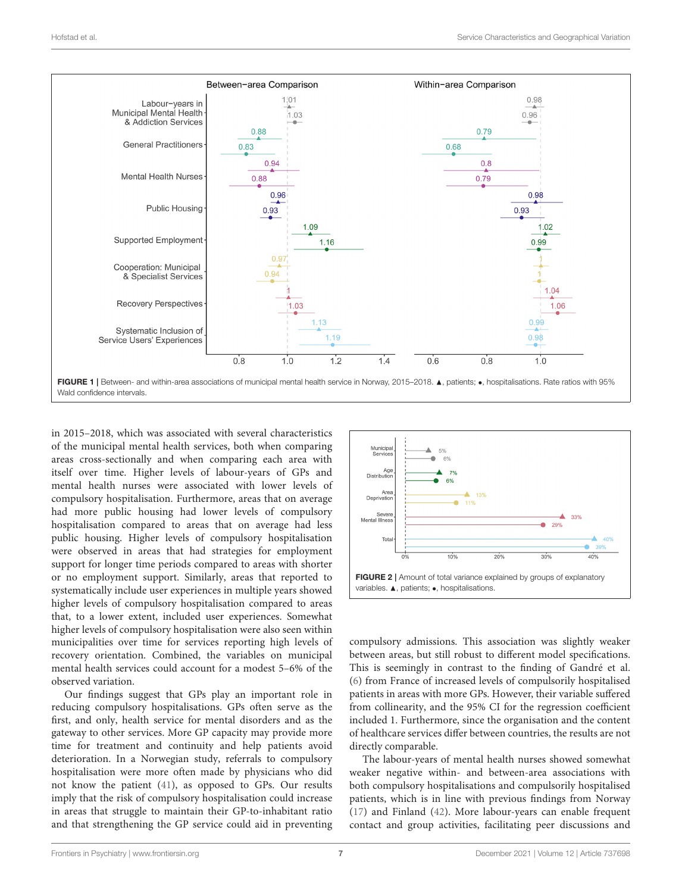FIGURE 1 | Between- and within-area associations of municipal mental health service in Norway, 2015–2018. ▲, patients; ●, hospitalisations. Rate ratios with 95% Wald confidence intervals.

in 2015–2018, which was associated with several characteristics of the municipal mental health services, both when comparing areas cross-sectionally and when comparing each area with itself over time. Higher levels of labour-years of GPs and mental health nurses were associated with lower levels of compulsory hospitalisation. Furthermore, areas that on average had more public housing had lower levels of compulsory hospitalisation compared to areas that on average had less public housing. Higher levels of compulsory hospitalisation were observed in areas that had strategies for employment support for longer time periods compared to areas with shorter or no employment support. Similarly, areas that reported to systematically include user experiences in multiple years showed higher levels of compulsory hospitalisation compared to areas that, to a lower extent, included user experiences. Somewhat higher levels of compulsory hospitalisation were also seen within municipalities over time for services reporting high levels of recovery orientation. Combined, the variables on municipal mental health services could account for a modest 5–6% of the observed variation.

Our findings suggest that GPs play an important role in reducing compulsory hospitalisations. GPs often serve as the first, and only, health service for mental disorders and as the gateway to other services. More GP capacity may provide more time for treatment and continuity and help patients avoid deterioration. In a Norwegian study, referrals to compulsory hospitalisation were more often made by physicians who did not know the patient (41), as opposed to GPs. Our results imply that the risk of compulsory hospitalisation could increase in areas that struggle to maintain their GP-to-inhabitant ratio and that strengthening the GP service could aid in preventing compulsory admissions. This association was slightly weaker between areas, but still robust to different model specifications. This is seemingly in contrast to the finding of Gandré et al. (6) from France of increased levels of compulsorily hospitalised patients in areas with more GPs. However, their variable suffered from collinearity, and the 95% CI for the regression coefficient included 1. Furthermore, since the organisation and the content of healthcare services differ between countries, the results are not directly comparable.

The labour-years of mental health nurses showed somewhat weaker negative within- and between-area associations with both compulsory hospitalisations and compulsorily hospitalised patients, which is in line with previous findings from Norway (17) and Finland (42). More labour-years can enable frequent contact and group activities, facilitating peer discussions and

FIGURE 2 | Amount of total variance explained by groups of explanatory variables. ▲, patients; ●, hospitalisations.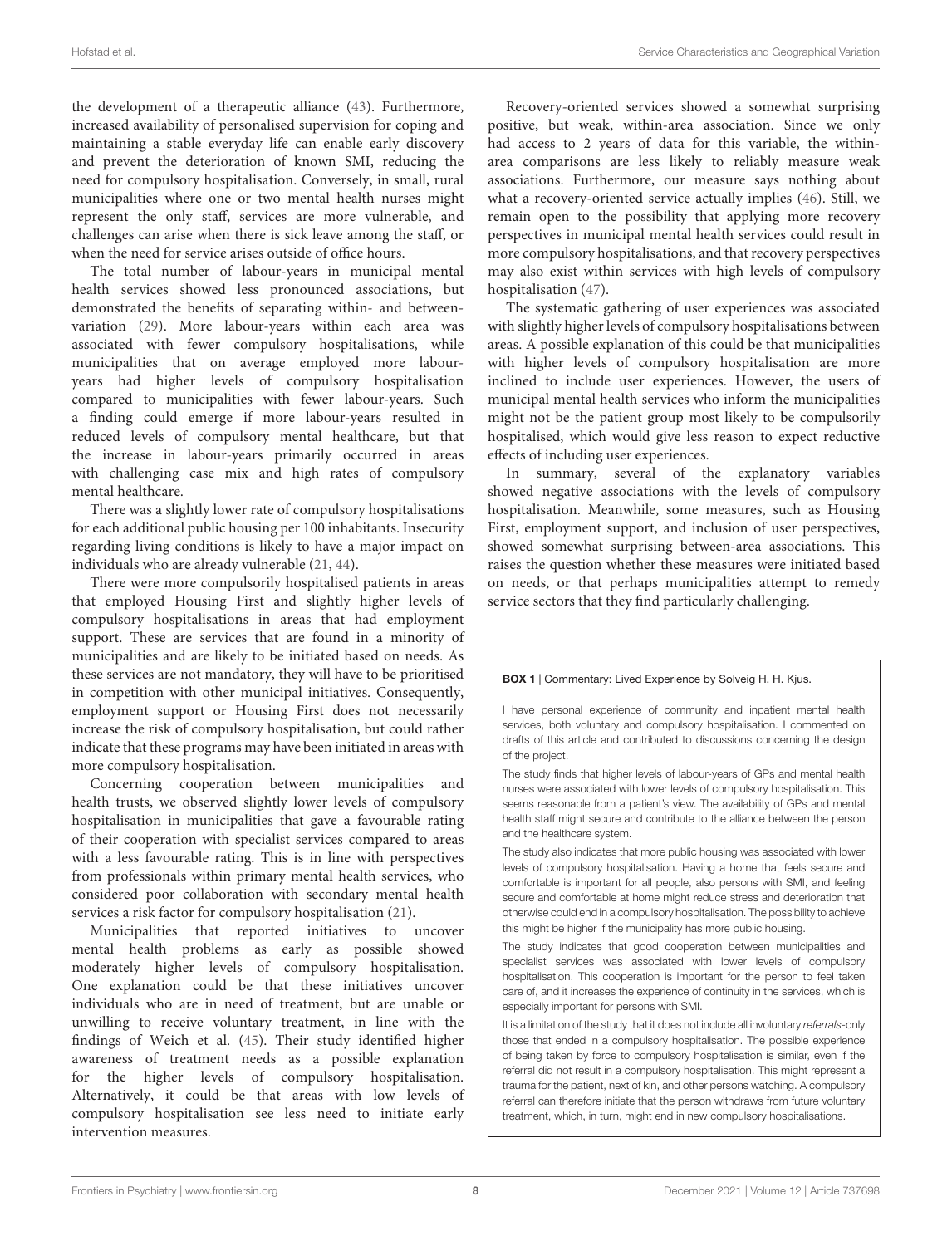the development of a therapeutic alliance (43). Furthermore, increased availability of personalised supervision for coping and maintaining a stable everyday life can enable early discovery and prevent the deterioration of known SMI, reducing the need for compulsory hospitalisation. Conversely, in small, rural municipalities where one or two mental health nurses might represent the only staff, services are more vulnerable, and challenges can arise when there is sick leave among the staff, or when the need for service arises outside of office hours.

The total number of labour-years in municipal mental health services showed less pronounced associations, but demonstrated the benefits of separating within- and between-variation (29). More labour-years within each area was associated with fewer compulsory hospitalisations, while municipalities that on average employed more labour-years had higher levels of compulsory hospitalisation compared to municipalities with fewer labour-years. Such a finding could emerge if more labour-years resulted in reduced levels of compulsory mental healthcare, but that the increase in labour-years primarily occurred in areas with challenging case mix and high rates of compulsory mental healthcare.

There was a slightly lower rate of compulsory hospitalisations for each additional public housing per 100 inhabitants. Insecurity regarding living conditions is likely to have a major impact on individuals who are already vulnerable (21, 44).

There were more compulsorily hospitalised patients in areas that employed Housing First and slightly higher levels of compulsory hospitalisations in areas that had employment support. These are services that are found in a minority of municipalities and are likely to be initiated based on needs. As these services are not mandatory, they will have to be prioritised in competition with other municipal initiatives. Consequently, employment support or Housing First does not necessarily increase the risk of compulsory hospitalisation, but could rather indicate that these programs may have been initiated in areas with more compulsory hospitalisation.

Concerning cooperation between municipalities and health trusts, we observed slightly lower levels of compulsory hospitalisation in municipalities that gave a favourable rating of their cooperation with specialist services compared to areas with a less favourable rating. This is in line with perspectives from professionals within primary mental health services, who considered poor collaboration with secondary mental health services a risk factor for compulsory hospitalisation (21).

Municipalities that reported initiatives to uncover mental health problems as early as possible showed moderately higher levels of compulsory hospitalisation. One explanation could be that these initiatives uncover individuals who are in need of treatment, but are unable or unwilling to receive voluntary treatment, in line with the findings of Weich et al. (45). Their study identified higher awareness of treatment needs as a possible explanation for the higher levels of compulsory hospitalisation. Alternatively, it could be that areas with low levels of compulsory hospitalisation see less need to initiate early intervention measures.

Recovery-oriented services showed a somewhat surprising positive, but weak, within-area association. Since we only had access to 2 years of data for this variable, the within-area comparisons are less likely to reliably measure weak associations. Furthermore, our measure says nothing about what a recovery-oriented service actually implies (46). Still, we remain open to the possibility that applying more recovery perspectives in municipal mental health services could result in more compulsory hospitalisations, and that recovery perspectives may also exist within services with high levels of compulsory hospitalisation (47).

The systematic gathering of user experiences was associated with slightly higher levels of compulsory hospitalisations between areas. A possible explanation of this could be that municipalities with higher levels of compulsory hospitalisation are more inclined to include user experiences. However, the users of municipal mental health services who inform the municipalities might not be the patient group most likely to be compulsorily hospitalised, which would give less reason to expect reductive effects of including user experiences.

In summary, several of the explanatory variables showed negative associations with the levels of compulsory hospitalisation. Meanwhile, some measures, such as Housing First, employment support, and inclusion of user perspectives, showed somewhat surprising between-area associations. This raises the question whether these measures were initiated based on needs, or that perhaps municipalities attempt to remedy service sectors that they find particularly challenging.

**BOX 1** | Commentary: Lived Experience by Solveig H. H. Kjus.

I have personal experience of community and inpatient mental health services, both voluntary and compulsory hospitalisation. I commented on drafts of this article and contributed to discussions concerning the design of the project.

The study finds that higher levels of labour-years of GPs and mental health nurses were associated with lower levels of compulsory hospitalisation. This seems reasonable from a patient's view. The availability of GPs and mental health staff might secure and contribute to the alliance between the person and the healthcare system.

The study also indicates that more public housing was associated with lower levels of compulsory hospitalisation. Having a home that feels secure and comfortable is important for all people, also persons with SMI, and feeling secure and comfortable at home might reduce stress and deterioration that otherwise could end in a compulsory hospitalisation. The possibility to achieve this might be higher if the municipality has more public housing.

The study indicates that good cooperation between municipalities and specialist services was associated with lower levels of compulsory hospitalisation. This cooperation is important for the person to feel taken care of, and it increases the experience of continuity in the services, which is especially important for persons with SMI.

It is a limitation of the study that it does not include all involuntary *referrals*-only those that ended in a compulsory hospitalisation. The possible experience of being taken by force to compulsory hospitalisation is similar, even if the referral did not result in a compulsory hospitalisation. This might represent a trauma for the patient, next of kin, and other persons watching. A compulsory referral can therefore initiate that the person withdraws from future voluntary treatment, which, in turn, might end in new compulsory hospitalisations.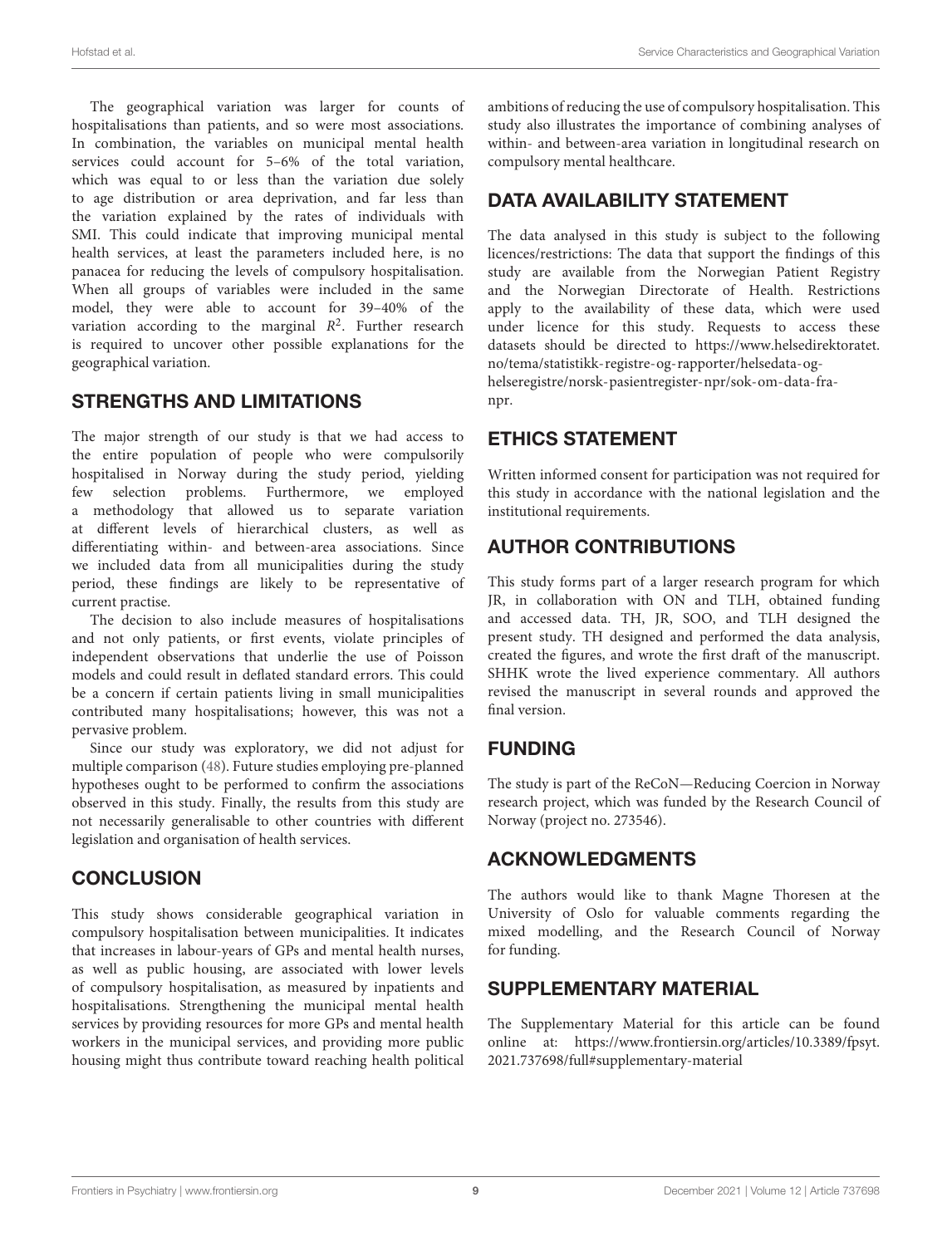The geographical variation was larger for counts of hospitalisations than patients, and so were most associations. In combination, the variables on municipal mental health services could account for 5–6% of the total variation, which was equal to or less than the variation due solely to age distribution or area deprivation, and far less than the variation explained by the rates of individuals with SMI. This could indicate that improving municipal mental health services, at least the parameters included here, is no panacea for reducing the levels of compulsory hospitalisation. When all groups of variables were included in the same model, they were able to account for 39–40% of the variation according to the marginal $R^2$. Further research is required to uncover other possible explanations for the geographical variation.

## STRENGTHS AND LIMITATIONS

The major strength of our study is that we had access to the entire population of people who were compulsorily hospitalised in Norway during the study period, yielding few selection problems. Furthermore, we employed a methodology that allowed us to separate variation at different levels of hierarchical clusters, as well as differentiating within- and between-area associations. Since we included data from all municipalities during the study period, these findings are likely to be representative of current practise.

The decision to also include measures of hospitalisations and not only patients, or first events, violate principles of independent observations that underlie the use of Poisson models and could result in deflated standard errors. This could be a concern if certain patients living in small municipalities contributed many hospitalisations; however, this was not a pervasive problem.

Since our study was exploratory, we did not adjust for multiple comparison (48). Future studies employing pre-planned hypotheses ought to be performed to confirm the associations observed in this study. Finally, the results from this study are not necessarily generalisable to other countries with different legislation and organisation of health services.

## CONCLUSION

This study shows considerable geographical variation in compulsory hospitalisation between municipalities. It indicates that increases in labour-years of GPs and mental health nurses, as well as public housing, are associated with lower levels of compulsory hospitalisation, as measured by inpatients and hospitalisations. Strengthening the municipal mental health services by providing resources for more GPs and mental health workers in the municipal services, and providing more public housing might thus contribute toward reaching health political ambitions of reducing the use of compulsory hospitalisation. This study also illustrates the importance of combining analyses of within- and between-area variation in longitudinal research on compulsory mental healthcare.

## DATA AVAILABILITY STATEMENT

The data analysed in this study is subject to the following licences/restrictions: The data that support the findings of this study are available from the Norwegian Patient Registry and the Norwegian Directorate of Health. Restrictions apply to the availability of these data, which were used under licence for this study. Requests to access these datasets should be directed to https://www.helsedirektoratet.no/tema/statistikk-registre-og-rapporter/helsedata-og-helseregistre/norsk-pasientregister-npr/sok-om-data-fra-npr.

## ETHICS STATEMENT

Written informed consent for participation was not required for this study in accordance with the national legislation and the institutional requirements.

## AUTHOR CONTRIBUTIONS

This study forms part of a larger research program for which JR, in collaboration with ON and TLH, obtained funding and accessed data. TH, JR, SOO, and TLH designed the present study. TH designed and performed the data analysis, created the figures, and wrote the first draft of the manuscript. SHHK wrote the lived experience commentary. All authors revised the manuscript in several rounds and approved the final version.

## FUNDING

The study is part of the ReCoN—Reducing Coercion in Norway research project, which was funded by the Research Council of Norway (project no. 273546).

## ACKNOWLEDGMENTS

The authors would like to thank Magne Thoresen at the University of Oslo for valuable comments regarding the mixed modelling, and the Research Council of Norway for funding.

## SUPPLEMENTARY MATERIAL

The Supplementary Material for this article can be found online at: https://www.frontiersin.org/articles/10.3389/fpsyt.2021.737698/full#supplementary-material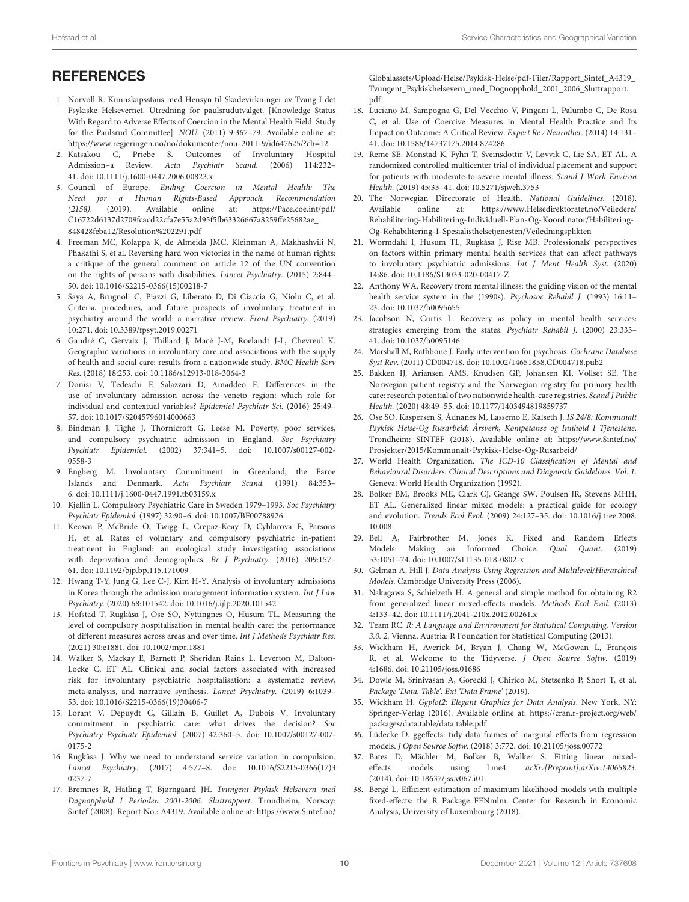## REFERENCES

1. Norvoll R. Kunnskapsstaus med Hensyn til Skadevirkninger av Tvang I det Psykiske Helsevernet. Utredning for paulsrudutvalget. [Knowledge Status With Regard to Adverse Effects of Coercion in the Mental Health Field. Study for the Paulsrud Committee]. *NOU.* (2011) 9:367–79. Available online at: https://www.regjeringen.no/no/dokumenter/nou-2011-9/id647625/?ch=12
2. Katsakou C, Priebe S. Outcomes of Involuntary Hospital Admission–a Review. *Acta Psychiatr Scand.* (2006) 114:232–41. doi: 10.1111/j.1600-0447.2006.00823.x
3. Council of Europe. *Ending Coercion in Mental Health: The Need for a Human Rights-Based Approach. Recommendation (2158).* (2019). Available online at: https://Pace.coe.int/pdf/C16722d6137d2709fcacd22cfa7e55a2d95f5fb63326667a8259ffe25682ae_848428feba12/Resolution%202291.pdf
4. Freeman MC, Kolappa K, de Almeida JMC, Kleinman A, Makhashvili N, Phakathi S, et al. Reversing hard won victories in the name of human rights: a critique of the general comment on article 12 of the UN convention on the rights of persons with disabilities. *Lancet Psychiatry.* (2015) 2:844–50. doi: 10.1016/S2215-0366(15)00218-7
5. Saya A, Brugnoli C, Piazzi G, Liberato D, Di Ciaccia G, Niolu C, et al. Criteria, procedures, and future prospects of involuntary treatment in psychiatry around the world: a narrative review. *Front Psychiatry.* (2019) 10:271. doi: 10.3389/fpsyt.2019.00271
6. Gandré C, Gervaix J, Thillard J, Macé J-M, Roelandt J-L, Chevreul K. Geographic variations in involuntary care and associations with the supply of health and social care: results from a nationwide study. *BMC Health Serv Res.* (2018) 18:253. doi: 10.1186/s12913-018-3064-3
7. Donisi V, Tedeschi F, Salazzari D, Amaddeo F. Differences in the use of involuntary admission across the veneto region: which role for individual and contextual variables? *Epidemiol Psychiatr Sci.* (2016) 25:49–57. doi: 10.1017/S2045796014000663
8. Bindman J, Tighe J, Thornicroft G, Leese M. Poverty, poor services, and compulsory psychiatric admission in England. *Soc Psychiatry Psychiatr Epidemiol.* (2002) 37:341–5. doi: 10.1007/s00127-002-0558-3
9. Engberg M. Involuntary Commitment in Greenland, the Faroe Islands and Denmark. *Acta Psychiatr Scand.* (1991) 84:353–6. doi: 10.1111/j.1600-0447.1991.tb03159.x
10. Kjellin L. Compulsory Psychiatric Care in Sweden 1979–1993. *Soc Psychiatry Psychiatr Epidemiol.* (1997) 32:90–6. doi: 10.1007/BF00788926
11. Keown P, McBride O, Twigg L, Crepaz-Keay D, Cyhlarova E, Parsons H, et al. Rates of voluntary and compulsory psychiatric in-patient treatment in England: an ecological study investigating associations with deprivation and demographics. *Br J Psychiatry.* (2016) 209:157–61. doi: 10.1192/bjp.bp.115.171009
12. Hwang T-Y, Jung G, Lee C-J, Kim H-Y. Analysis of involuntary admissions in Korea through the admission management information system. *Int J Law Psychiatry.* (2020) 68:101542. doi: 10.1016/j.ijlp.2020.101542
13. Hofstad T, Rugkåsa J, Ose SO, Nyttingnes O, Husum TL. Measuring the level of compulsory hospitalisation in mental health care: the performance of different measures across areas and over time. *Int J Methods Psychiatr Res.* (2021) 30:e1881. doi: 10.1002/mpr.1881
14. Walker S, Mackay E, Barnett P, Sheridan Rains L, Leverton M, Dalton-Locke C, ET AL. Clinical and social factors associated with increased risk for involuntary psychiatric hospitalisation: a systematic review, meta-analysis, and narrative synthesis. *Lancet Psychiatry.* (2019) 6:1039–53. doi: 10.1016/S2215-0366(19)30406-7
15. Lorant V, Depuydt C, Gillain B, Guillet A, Dubois V. Involuntary commitment in psychiatric care: what drives the decision? *Soc Psychiatry Psychiatr Epidemiol.* (2007) 42:360–5. doi: 10.1007/s00127-007-0175-2
16. Rugkåsa J. Why we need to understand service variation in compulsion. *Lancet Psychiatry.* (2017) 4:577–8. doi: 10.1016/S2215-0366(17)30237-7
17. Bremnes R, Hatling T, Bjørngaard JH. *Tvungent Psykisk Helsevern med Døgnopphold I Perioden 2001-2006. Sluttrapport.* Trondheim, Norway: Sintef (2008). Report No.: A4319. Available online at: https://www.Sintef.no/Globalassets/Upload/Helse/Psykisk-Helse/pdf-Filer/Rapport_Sintef_A4319_Tvungent_Psykiskhelsevern_med_Dognopphold_2001_2006_Sluttrapport.pdf
18. Luciano M, Sampogna G, Del Vecchio V, Pingani L, Palumbo C, De Rosa C, et al. Use of Coercive Measures in Mental Health Practice and Its Impact on Outcome: A Critical Review. *Expert Rev Neurother.* (2014) 14:131–41. doi: 10.1586/14737175.2014.874286
19. Reme SE, Monstad K, Fyhn T, Sveinsdottir V, Løvvik C, Lie SA, ET AL. A randomized controlled multicenter trial of individual placement and support for patients with moderate-to-severe mental illness. *Scand J Work Environ Health.* (2019) 45:33–41. doi: 10.5271/sjweh.3753
20. The Norwegian Directorate of Health. *National Guidelines.* (2018). Available online at: https://www.Helsedirektoratet.no/Veiledere/Rehabilitering-Habilitering-Individuell-Plan-Og-Koordinator/Habilitering-Og-Rehabilitering-I-Spesialisthelsetjenesten/Veiledningsplikten
21. Wormdahl I, Husum TL, Rugkåsa J, Rise MB. Professionals' perspectives on factors within primary mental health services that can affect pathways to involuntary psychiatric admissions. *Int J Ment Health Syst.* (2020) 14:86. doi: 10.1186/S13033-020-00417-Z
22. Anthony WA. Recovery from mental illness: the guiding vision of the mental health service system in the (1990s). *Psychosoc Rehabil J.* (1993) 16:11–23. doi: 10.1037/h0095655
23. Jacobson N, Curtis L. Recovery as policy in mental health services: strategies emerging from the states. *Psychiatr Rehabil J.* (2000) 23:333–41. doi: 10.1037/h0095146
24. Marshall M, Rathbone J. Early intervention for psychosis. *Cochrane Database Syst Rev.* (2011) CD004718. doi: 10.1002/14651858.CD004718.pub2
25. Bakken IJ, Ariansen AMS, Knudsen GP, Johansen KI, Vollset SE. The Norwegian patient registry and the Norwegian registry for primary health care: research potential of two nationwide health-care registries. *Scand J Public Health.* (2020) 48:49–55. doi: 10.1177/1403494819859737
26. Ose SO, Kaspersen S, Ådnanes M, Lassemo E, Kalseth J. *IS 24/8: Kommunalt Psykisk Helse-Og Rusarbeid: Årsverk, Kompetanse og Innhold I Tjenestene.* Trondheim: SINTEF (2018). Available online at: https://www.Sintef.no/Prosjekter/2015/Kommunalt-Psykisk-Helse-Og-Rusarbeid/
27. World Health Organization. *The ICD-10 Classification of Mental and Behavioural Disorders: Clinical Descriptions and Diagnostic Guidelines. Vol. 1.* Geneva: World Health Organization (1992).
28. Bolker BM, Brooks ME, Clark CJ, Geange SW, Poulsen JR, Stevens MHH, ET AL. Generalized linear mixed models: a practical guide for ecology and evolution. *Trends Ecol Evol.* (2009) 24:127–35. doi: 10.1016/j.tree.2008.10.008
29. Bell A, Fairbrother M, Jones K. Fixed and Random Effects Models: Making an Informed Choice. *Qual Quant.* (2019) 53:1051–74. doi: 10.1007/s11135-018-0802-x
30. Gelman A, Hill J. *Data Analysis Using Regression and Multilevel/Hierarchical Models.* Cambridge University Press (2006).
31. Nakagawa S, Schielzeth H. A general and simple method for obtaining R2 from generalized linear mixed-effects models. *Methods Ecol Evol.* (2013) 4:133–42. doi: 10.1111/j.2041-210x.2012.00261.x
32. Team RC. *R: A Language and Environment for Statistical Computing, Version 3.0. 2.* Vienna, Austria: R Foundation for Statistical Computing (2013).
33. Wickham H, Averick M, Bryan J, Chang W, McGowan L, François R, et al. Welcome to the Tidyverse. *J Open Source Softw.* (2019) 4:1686. doi: 10.21105/joss.01686
34. Dowle M, Srinivasan A, Gorecki J, Chirico M, Stetsenko P, Short T, et al. *Package 'Data. Table'. Ext 'Data Frame'* (2019).
35. Wickham H. *Ggplot2: Elegant Graphics for Data Analysis.* New York, NY: Springer-Verlag (2016). Available online at: https://cran.r-project.org/web/packages/data.table/data.table.pdf
36. Lüdecke D. ggeffects: tidy data frames of marginal effects from regression models. *J Open Source Softw.* (2018) 3:772. doi: 10.21105/joss.00772
37. Bates D, Mächler M, Bolker B, Walker S. Fitting linear mixed-effects models using Lme4. *arXiv[Preprint].arXiv:14065823.* (2014). doi: 10.18637/jss.v067.i01
38. Bergé L. Efficient estimation of maximum likelihood models with multiple fixed-effects: the R Package FENmlm. Center for Research in Economic Analysis, University of Luxembourg (2018).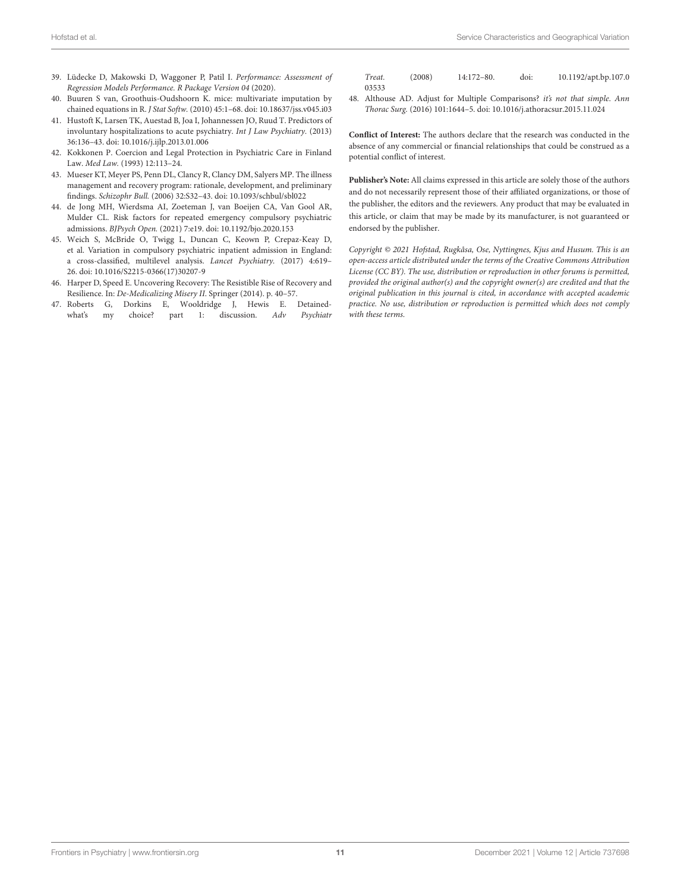39. Lüdecke D, Makowski D, Waggoner P, Patil I. *Performance: Assessment of Regression Models Performance. R Package Version 04* (2020).
40. Buuren S van, Groothuis-Oudshoorn K. mice: multivariate imputation by chained equations in R. *J Stat Softw.* (2010) 45:1–68. doi: 10.18637/jss.v045.i03
41. Hustoft K, Larsen TK, Auestad B, Joa I, Johannessen JO, Ruud T. Predictors of involuntary hospitalizations to acute psychiatry. *Int J Law Psychiatry.* (2013) 36:136–43. doi: 10.1016/j.ijlp.2013.01.006
42. Kokkonen P. Coercion and Legal Protection in Psychiatric Care in Finland Law. *Med Law.* (1993) 12:113–24.
43. Mueser KT, Meyer PS, Penn DL, Clancy R, Clancy DM, Salyers MP. The illness management and recovery program: rationale, development, and preliminary findings. *Schizophr Bull.* (2006) 32:S32–43. doi: 10.1093/schbul/sbl022
44. de Jong MH, Wierdsma AI, Zoeteman J, van Boeijen CA, Van Gool AR, Mulder CL. Risk factors for repeated emergency compulsory psychiatric admissions. *BJPsych Open.* (2021) 7:e19. doi: 10.1192/bjo.2020.153
45. Weich S, McBride O, Twigg L, Duncan C, Keown P, Crepaz-Keay D, et al. Variation in compulsory psychiatric inpatient admission in England: a cross-classified, multilevel analysis. *Lancet Psychiatry.* (2017) 4:619–26. doi: 10.1016/S2215-0366(17)30207-9
46. Harper D, Speed E. Uncovering Recovery: The Resistible Rise of Recovery and Resilience. In: *De-Medicalizing Misery II*. Springer (2014). p. 40–57.
47. Roberts G, Dorkins E, Wooldridge J, Hewis E. Detained-what's my choice? part 1: discussion. *Adv Psychiatr Treat.* (2008) 14:172–80. doi: 10.1192/apt.bp.107.003533
48. Althouse AD. Adjust for Multiple Comparisons? *it's not that simple*. *Ann Thorac Surg.* (2016) 101:1644–5. doi: 10.1016/j.athoracsur.2015.11.024

**Conflict of Interest:** The authors declare that the research was conducted in the absence of any commercial or financial relationships that could be construed as a potential conflict of interest.

**Publisher's Note:** All claims expressed in this article are solely those of the authors and do not necessarily represent those of their affiliated organizations, or those of the publisher, the editors and the reviewers. Any product that may be evaluated in this article, or claim that may be made by its manufacturer, is not guaranteed or endorsed by the publisher.

*Copyright © 2021 Hofstad, Rugkåsa, Ose, Nyttingnes, Kjus and Husum. This is an open-access article distributed under the terms of the Creative Commons Attribution License (CC BY). The use, distribution or reproduction in other forums is permitted, provided the original author(s) and the copyright owner(s) are credited and that the original publication in this journal is cited, in accordance with accepted academic practice. No use, distribution or reproduction is permitted which does not comply with these terms.*